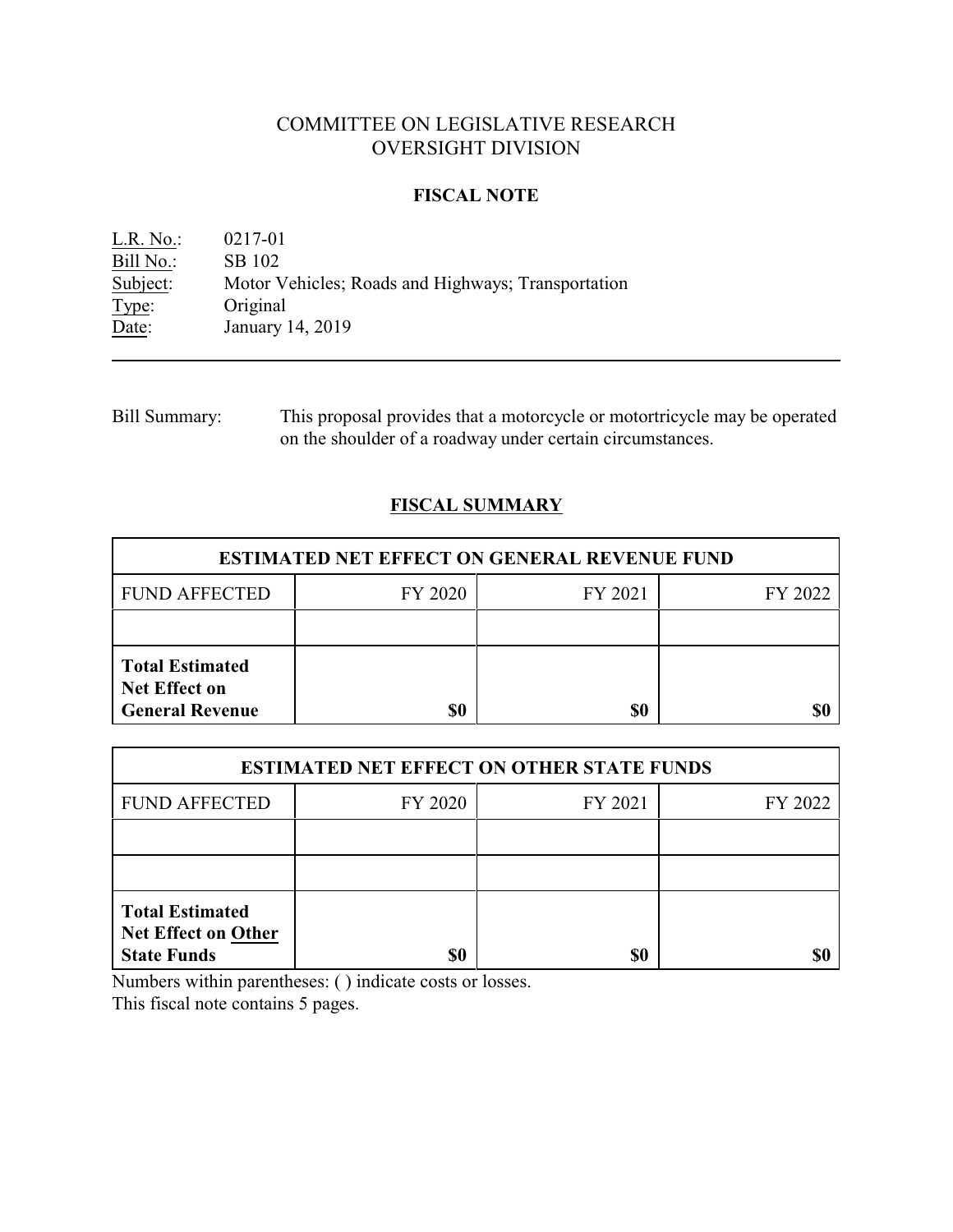# COMMITTEE ON LEGISLATIVE RESEARCH
# OVERSIGHT DIVISION

## FISCAL NOTE

L.R. No.: 0217-01
Bill No.: SB 102
Subject: Motor Vehicles; Roads and Highways; Transportation
Type: Original
Date: January 14, 2019

---

Bill Summary: This proposal provides that a motorcycle or motortricycle may be operated on the shoulder of a roadway under certain circumstances.

## FISCAL SUMMARY

| ESTIMATED NET EFFECT ON GENERAL REVENUE FUND | | | |
|---|---|---|---|
| FUND AFFECTED | FY 2020 | FY 2021 | FY 2022 |
| | | | |
| **Total Estimated Net Effect on General Revenue** | **$0** | **$0** | **$0** |

| ESTIMATED NET EFFECT ON OTHER STATE FUNDS | | | |
|---|---|---|---|
| FUND AFFECTED | FY 2020 | FY 2021 | FY 2022 |
| | | | |
| | | | |
| **Total Estimated Net Effect on Other State Funds** | **$0** | **$0** | **$0** |

Numbers within parentheses: ( ) indicate costs or losses.
This fiscal note contains 5 pages.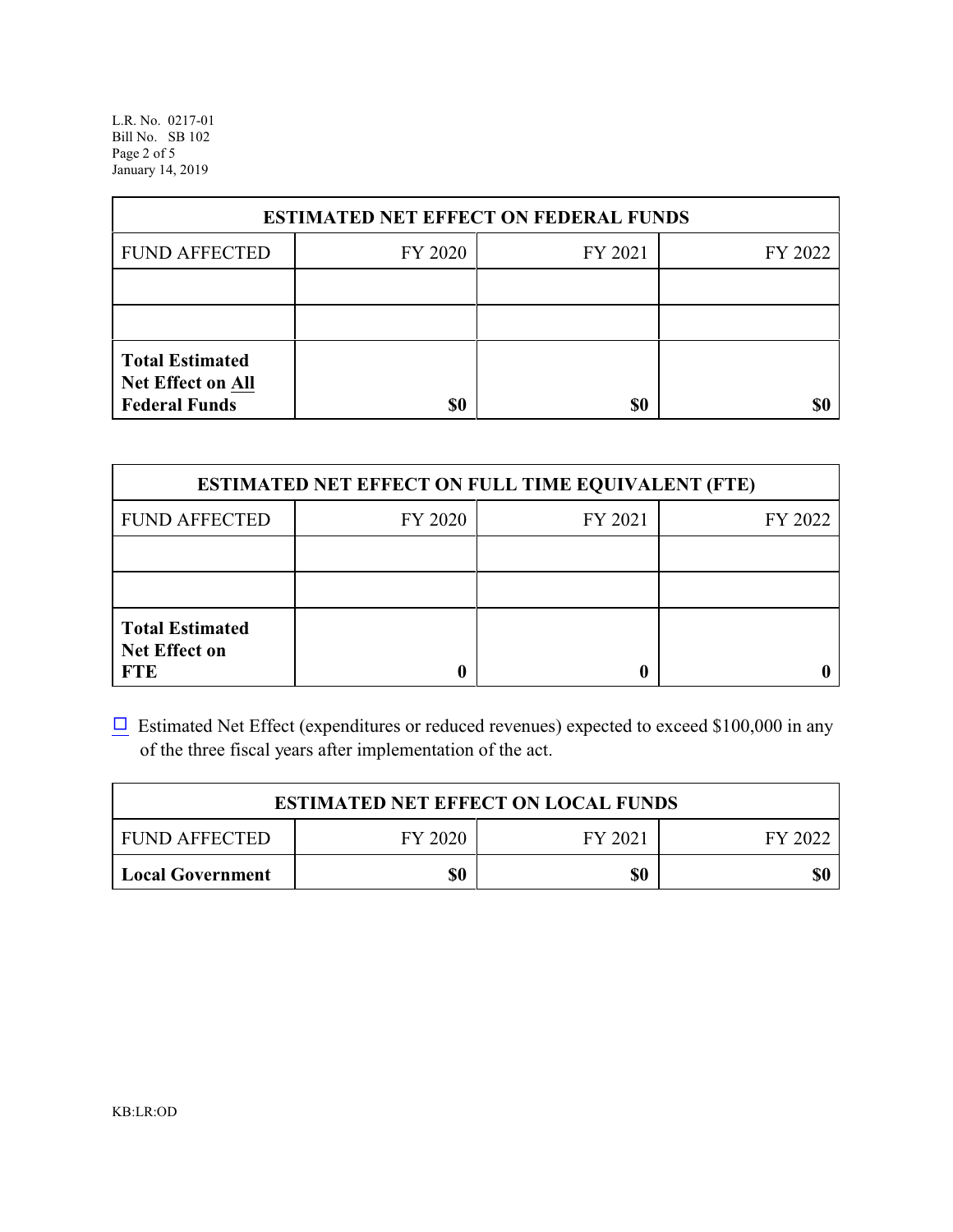| ESTIMATED NET EFFECT ON FEDERAL FUNDS | | | |
|---|---|---|---|
| FUND AFFECTED | FY 2020 | FY 2021 | FY 2022 |
| | | | |
| | | | |
| **Total Estimated Net Effect on All Federal Funds** | **$0** | **$0** | **$0** |

| ESTIMATED NET EFFECT ON FULL TIME EQUIVALENT (FTE) | | | |
|---|---|---|---|
| FUND AFFECTED | FY 2020 | FY 2021 | FY 2022 |
| | | | |
| | | | |
| **Total Estimated Net Effect on FTE** | **0** | **0** | **0** |

☐ Estimated Net Effect (expenditures or reduced revenues) expected to exceed $100,000 in any of the three fiscal years after implementation of the act.

| ESTIMATED NET EFFECT ON LOCAL FUNDS | | | |
|---|---|---|---|
| FUND AFFECTED | FY 2020 | FY 2021 | FY 2022 |
| **Local Government** | **$0** | **$0** | **$0** |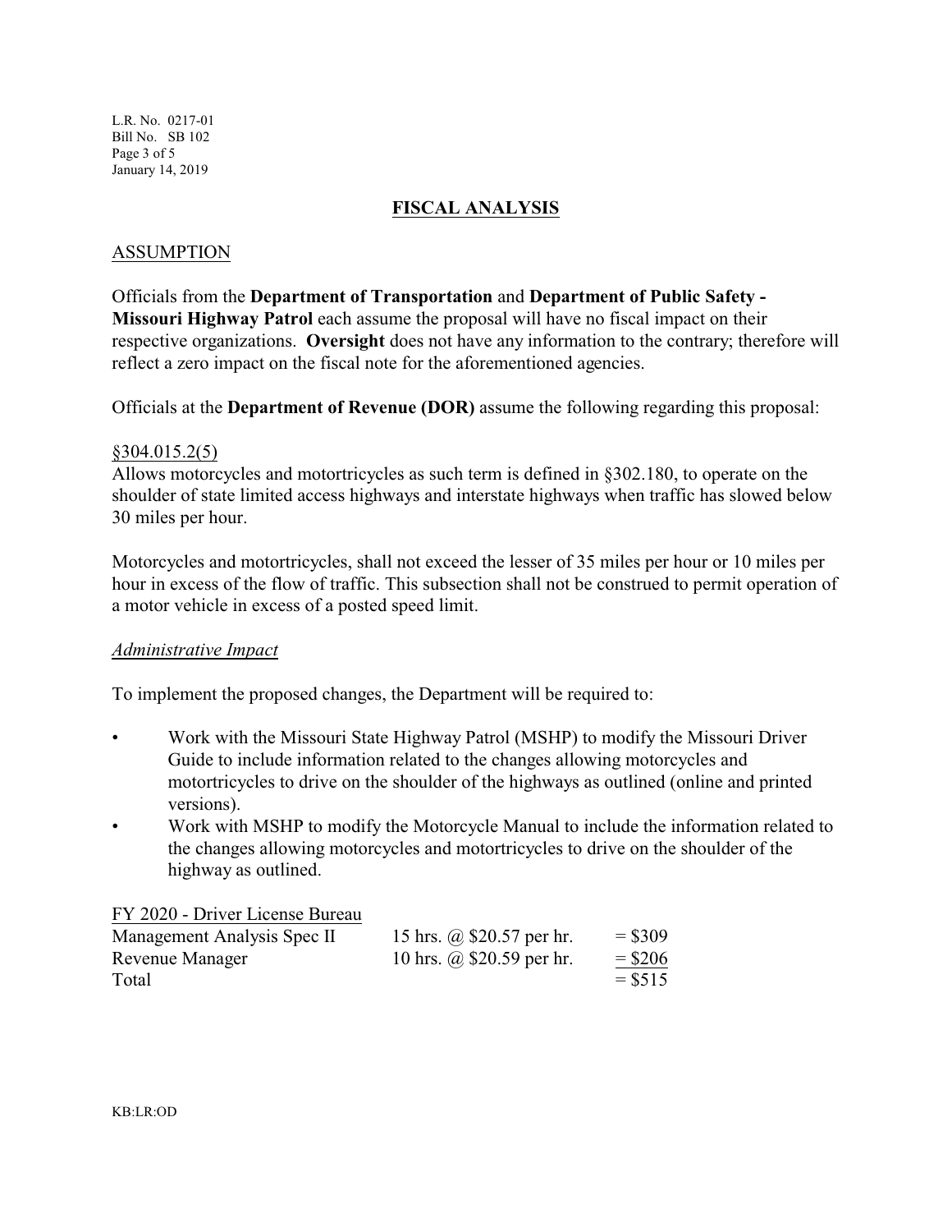## FISCAL ANALYSIS

### ASSUMPTION

Officials from the **Department of Transportation** and **Department of Public Safety - Missouri Highway Patrol** each assume the proposal will have no fiscal impact on their respective organizations. **Oversight** does not have any information to the contrary; therefore will reflect a zero impact on the fiscal note for the aforementioned agencies.

Officials at the **Department of Revenue (DOR)** assume the following regarding this proposal:

§304.015.2(5)

Allows motorcycles and motortricycles as such term is defined in §302.180, to operate on the shoulder of state limited access highways and interstate highways when traffic has slowed below 30 miles per hour.

Motorcycles and motortricycles, shall not exceed the lesser of 35 miles per hour or 10 miles per hour in excess of the flow of traffic. This subsection shall not be construed to permit operation of a motor vehicle in excess of a posted speed limit.

*Administrative Impact*

To implement the proposed changes, the Department will be required to:

- Work with the Missouri State Highway Patrol (MSHP) to modify the Missouri Driver Guide to include information related to the changes allowing motorcycles and motortricycles to drive on the shoulder of the highways as outlined (online and printed versions).
- Work with MSHP to modify the Motorcycle Manual to include the information related to the changes allowing motorcycles and motortricycles to drive on the shoulder of the highway as outlined.

| FY 2020 - Driver License Bureau | | |
|---|---|---|
| Management Analysis Spec II | 15 hrs. @ $20.57 per hr. | = $309 |
| Revenue Manager | 10 hrs. @ $20.59 per hr. | = $206 |
| Total | | = $515 |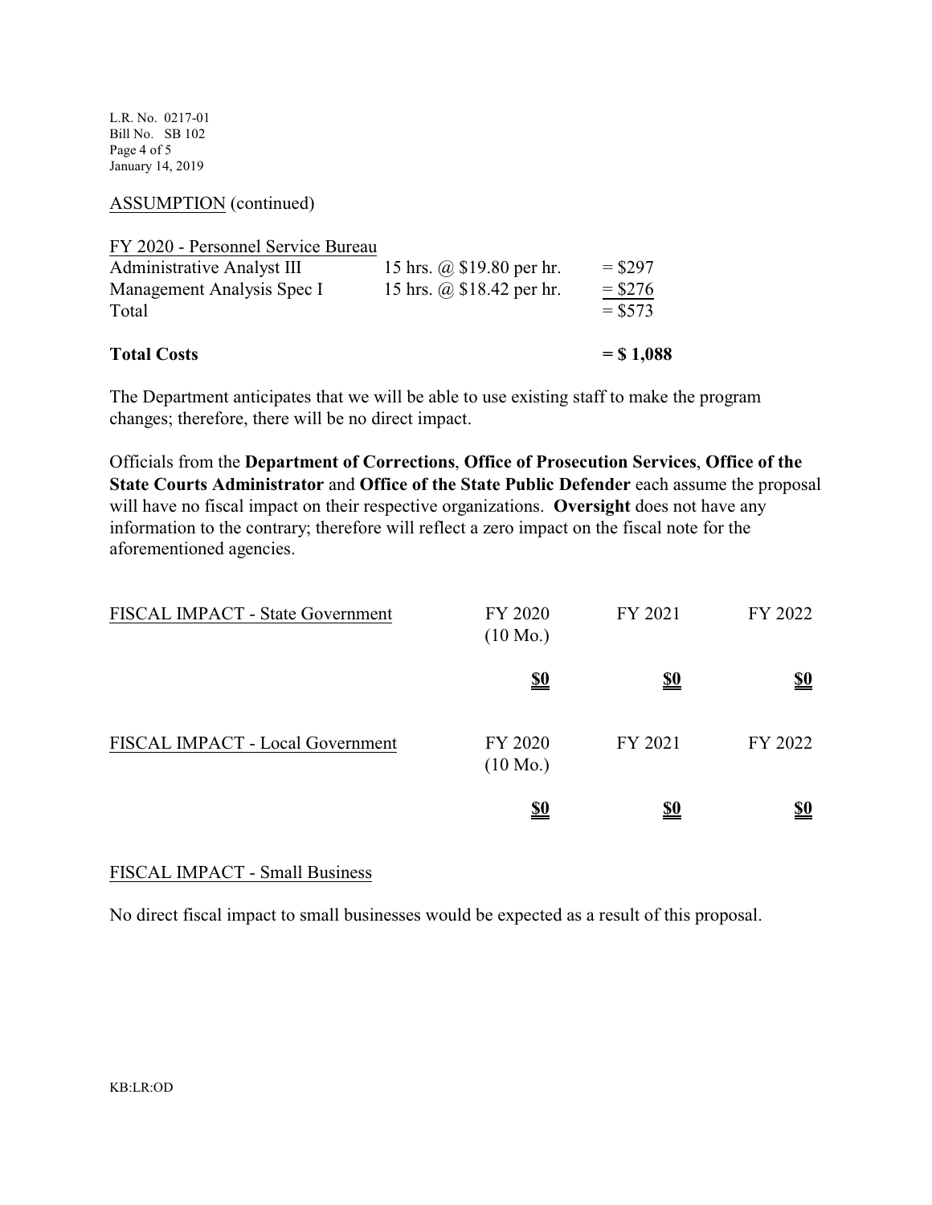ASSUMPTION (continued)

| FY 2020 - Personnel Service Bureau | | |
|---|---|---|
| Administrative Analyst III | 15 hrs. @ $19.80 per hr. | = $297 |
| Management Analysis Spec I | 15 hrs. @ $18.42 per hr. | = $276 |
| Total | | = $573 |
| | | |
| **Total Costs** | | **= $ 1,088** |

The Department anticipates that we will be able to use existing staff to make the program changes; therefore, there will be no direct impact.

Officials from the **Department of Corrections**, **Office of Prosecution Services**, **Office of the State Courts Administrator** and **Office of the State Public Defender** each assume the proposal will have no fiscal impact on their respective organizations. **Oversight** does not have any information to the contrary; therefore will reflect a zero impact on the fiscal note for the aforementioned agencies.

| FISCAL IMPACT - State Government | FY 2020 (10 Mo.) | FY 2021 | FY 2022 |
|---|---|---|---|
| | **$0** | **$0** | **$0** |

| FISCAL IMPACT - Local Government | FY 2020 (10 Mo.) | FY 2021 | FY 2022 |
|---|---|---|---|
| | **$0** | **$0** | **$0** |

FISCAL IMPACT - Small Business

No direct fiscal impact to small businesses would be expected as a result of this proposal.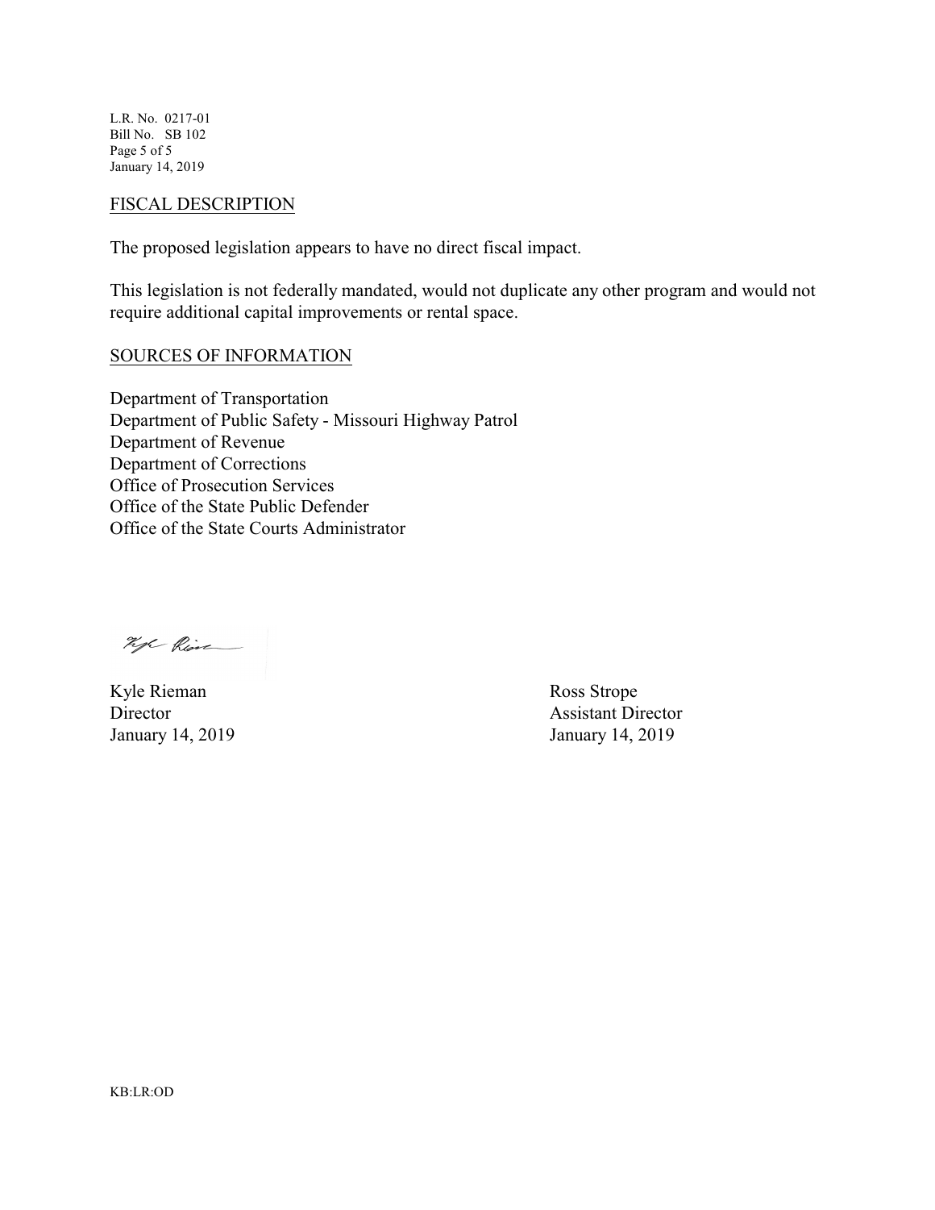## FISCAL DESCRIPTION

The proposed legislation appears to have no direct fiscal impact.

This legislation is not federally mandated, would not duplicate any other program and would not require additional capital improvements or rental space.

## SOURCES OF INFORMATION

Department of Transportation
Department of Public Safety - Missouri Highway Patrol
Department of Revenue
Department of Corrections
Office of Prosecution Services
Office of the State Public Defender
Office of the State Courts Administrator

Kyle Rieman
Director
January 14, 2019

Ross Strope
Assistant Director
January 14, 2019

KB:LR:OD